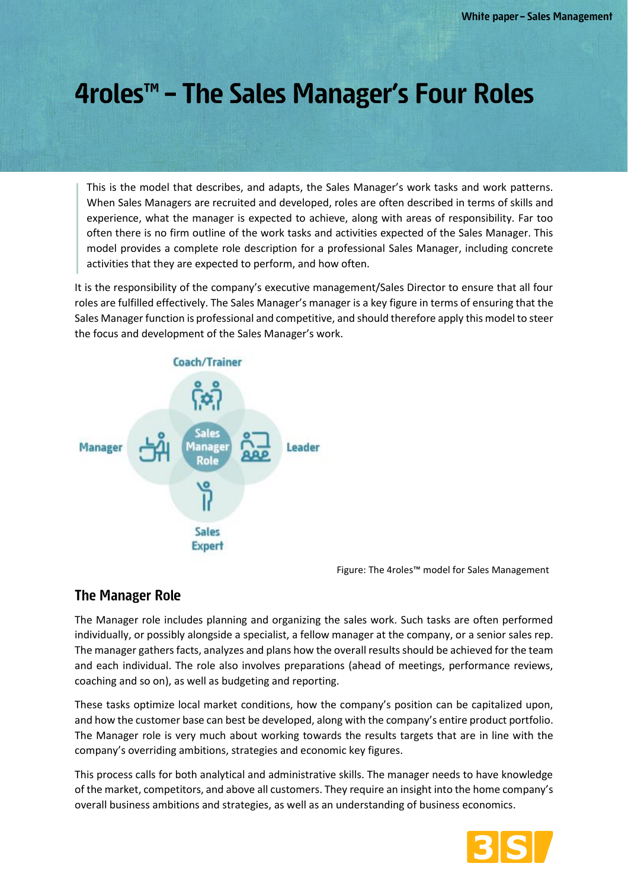# 4roles™ – The Sales Manager's Four Roles

> This is the model that describes, and adapts, the Sales Manager's work tasks and work patterns. When Sales Managers are recruited and developed, roles are often described in terms of skills and experience, what the manager is expected to achieve, along with areas of responsibility. Far too often there is no firm outline of the work tasks and activities expected of the Sales Manager. This model provides a complete role description for a professional Sales Manager, including concrete activities that they are expected to perform, and how often.

It is the responsibility of the company's executive management/Sales Director to ensure that all four roles are fulfilled effectively. The Sales Manager's manager is a key figure in terms of ensuring that the Sales Manager function is professional and competitive, and should therefore apply this model to steer the focus and development of the Sales Manager's work.

Coach/Trainer

Manager — Sales Manager Role — Leader

Sales Expert

Figure: The 4roles™ model for Sales Management

## The Manager Role

The Manager role includes planning and organizing the sales work. Such tasks are often performed individually, or possibly alongside a specialist, a fellow manager at the company, or a senior sales rep. The manager gathers facts, analyzes and plans how the overall results should be achieved for the team and each individual. The role also involves preparations (ahead of meetings, performance reviews, coaching and so on), as well as budgeting and reporting.

These tasks optimize local market conditions, how the company's position can be capitalized upon, and how the customer base can best be developed, along with the company's entire product portfolio. The Manager role is very much about working towards the results targets that are in line with the company's overriding ambitions, strategies and economic key figures.

This process calls for both analytical and administrative skills. The manager needs to have knowledge of the market, competitors, and above all customers. They require an insight into the home company's overall business ambitions and strategies, as well as an understanding of business economics.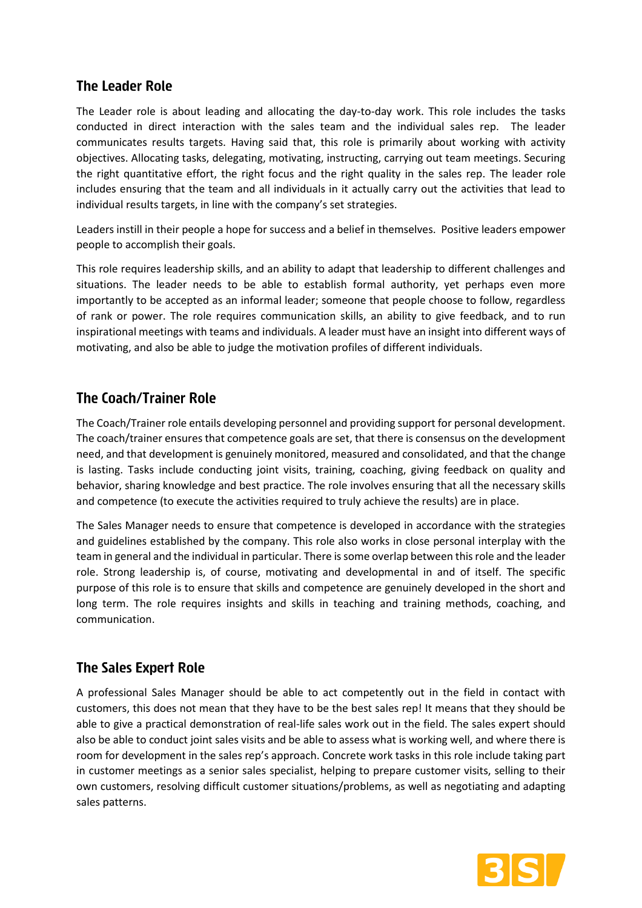## The Leader Role

The Leader role is about leading and allocating the day-to-day work. This role includes the tasks conducted in direct interaction with the sales team and the individual sales rep. The leader communicates results targets. Having said that, this role is primarily about working with activity objectives. Allocating tasks, delegating, motivating, instructing, carrying out team meetings. Securing the right quantitative effort, the right focus and the right quality in the sales rep. The leader role includes ensuring that the team and all individuals in it actually carry out the activities that lead to individual results targets, in line with the company's set strategies.

Leaders instill in their people a hope for success and a belief in themselves. Positive leaders empower people to accomplish their goals.

This role requires leadership skills, and an ability to adapt that leadership to different challenges and situations. The leader needs to be able to establish formal authority, yet perhaps even more importantly to be accepted as an informal leader; someone that people choose to follow, regardless of rank or power. The role requires communication skills, an ability to give feedback, and to run inspirational meetings with teams and individuals. A leader must have an insight into different ways of motivating, and also be able to judge the motivation profiles of different individuals.

## The Coach/Trainer Role

The Coach/Trainer role entails developing personnel and providing support for personal development. The coach/trainer ensures that competence goals are set, that there is consensus on the development need, and that development is genuinely monitored, measured and consolidated, and that the change is lasting. Tasks include conducting joint visits, training, coaching, giving feedback on quality and behavior, sharing knowledge and best practice. The role involves ensuring that all the necessary skills and competence (to execute the activities required to truly achieve the results) are in place.

The Sales Manager needs to ensure that competence is developed in accordance with the strategies and guidelines established by the company. This role also works in close personal interplay with the team in general and the individual in particular. There is some overlap between this role and the leader role. Strong leadership is, of course, motivating and developmental in and of itself. The specific purpose of this role is to ensure that skills and competence are genuinely developed in the short and long term. The role requires insights and skills in teaching and training methods, coaching, and communication.

## The Sales Expert Role

A professional Sales Manager should be able to act competently out in the field in contact with customers, this does not mean that they have to be the best sales rep! It means that they should be able to give a practical demonstration of real-life sales work out in the field. The sales expert should also be able to conduct joint sales visits and be able to assess what is working well, and where there is room for development in the sales rep's approach. Concrete work tasks in this role include taking part in customer meetings as a senior sales specialist, helping to prepare customer visits, selling to their own customers, resolving difficult customer situations/problems, as well as negotiating and adapting sales patterns.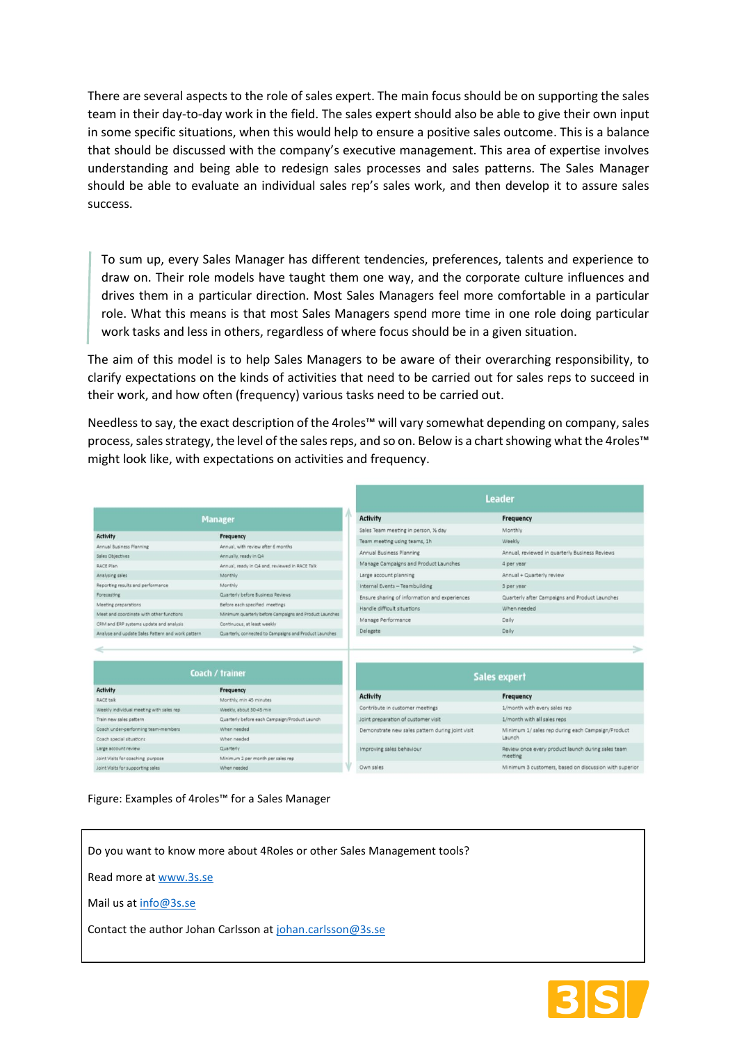There are several aspects to the role of sales expert. The main focus should be on supporting the sales team in their day-to-day work in the field. The sales expert should also be able to give their own input in some specific situations, when this would help to ensure a positive sales outcome. This is a balance that should be discussed with the company's executive management. This area of expertise involves understanding and being able to redesign sales processes and sales patterns. The Sales Manager should be able to evaluate an individual sales rep's sales work, and then develop it to assure sales success.

> To sum up, every Sales Manager has different tendencies, preferences, talents and experience to draw on. Their role models have taught them one way, and the corporate culture influences and drives them in a particular direction. Most Sales Managers feel more comfortable in a particular role. What this means is that most Sales Managers spend more time in one role doing particular work tasks and less in others, regardless of where focus should be in a given situation.

The aim of this model is to help Sales Managers to be aware of their overarching responsibility, to clarify expectations on the kinds of activities that need to be carried out for sales reps to succeed in their work, and how often (frequency) various tasks need to be carried out.

Needless to say, the exact description of the 4roles™ will vary somewhat depending on company, sales process, sales strategy, the level of the sales reps, and so on. Below is a chart showing what the 4roles™ might look like, with expectations on activities and frequency.

**Manager**

| Activity | Frequency |
|---|---|
| Annual Business Planning | Annual, with review after 6 months |
| Sales Objectives | Annually, ready in Q4 |
| RACE Plan | Annual, ready in Q4 and, reviewed in RACE Talk |
| Analysing sales | Monthly |
| Reporting results and performance | Monthly |
| Forecasting | Quarterly before Business Reviews |
| Meeting preparations | Before each specified meetings |
| Meet and coordinate with other functions | Minimum quarterly before Campaigns and Product Launches |
| CRM and ERP systems update and analysis | Continuous, at least weekly |
| Analyse and update Sales Pattern and work pattern | Quarterly, connected to Campaigns and Product Launches |

**Leader**

| Activity | Frequency |
|---|---|
| Sales Team meeting in person, ½ day | Monthly |
| Team meeting using teams, 1h | Weekly |
| Annual Business Planning | Annual, reviewed in quarterly Business Reviews |
| Manage Campaigns and Product Launches | 4 per year |
| Large account planning | Annual + Quarterly review |
| Internal Events – Teambuilding | 3 per year |
| Ensure sharing of information and experiences | Quarterly after Campaigns and Product Launches |
| Handle difficult situations | When needed |
| Manage Performance | Daily |
| Delegate | Daily |

**Coach / trainer**

| Activity | Frequency |
|---|---|
| RACE talk | Monthly, min 45 minutes |
| Weekly individual meeting with sales rep | Weekly, about 30-45 min |
| Train new sales pattern | Quarterly before each Campaign/Product Launch |
| Coach under-performing team-members | When needed |
| Coach special situations | When needed |
| Large account review | Quarterly |
| Joint Visits for coaching purpose | Minimum 2 per month per sales rep |
| Joint Visits for supporting sales | When needed |

**Sales expert**

| Activity | Frequency |
|---|---|
| Contribute in customer meetings | 1/month with every sales rep |
| Joint preparation of customer visit | 1/month with all sales reps |
| Demonstrate new sales pattern during joint visit | Minimum 1/ sales rep during each Campaign/Product Launch |
| Improving sales behaviour | Review once every product launch during sales team meeting |
| Own sales | Minimum 3 customers, based on discussion with superior |

Figure: Examples of 4roles™ for a Sales Manager

Do you want to know more about 4Roles or other Sales Management tools?

Read more at www.3s.se

Mail us at info@3s.se

Contact the author Johan Carlsson at johan.carlsson@3s.se